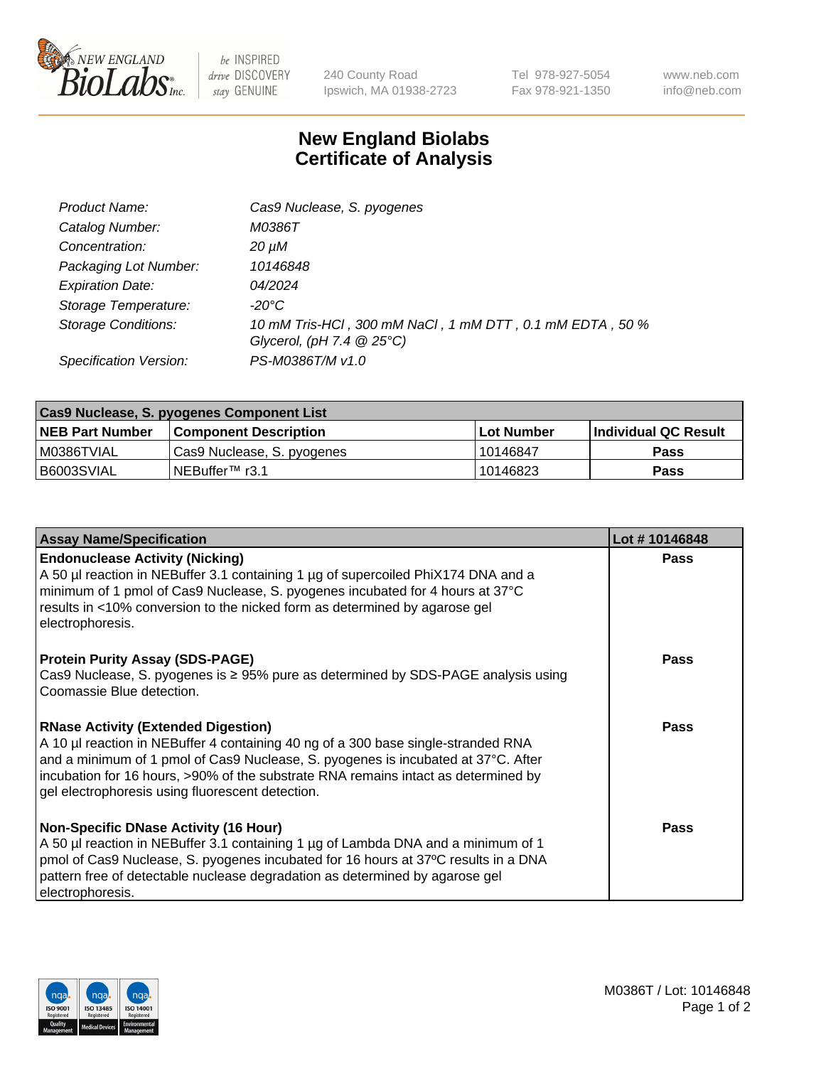New England Biolabs Inc. — be INSPIRED drive DISCOVERY stay GENUINE

240 County Road
Ipswich, MA 01938-2723

Tel 978-927-5054
Fax 978-921-1350

www.neb.com
info@neb.com

# New England Biolabs
# Certificate of Analysis

| | |
|---|---|
| *Product Name:* | *Cas9 Nuclease, S. pyogenes* |
| *Catalog Number:* | *M0386T* |
| *Concentration:* | *20 µM* |
| *Packaging Lot Number:* | *10146848* |
| *Expiration Date:* | *04/2024* |
| *Storage Temperature:* | *-20°C* |
| *Storage Conditions:* | *10 mM Tris-HCl , 300 mM NaCl , 1 mM DTT , 0.1 mM EDTA , 50 % Glycerol, (pH 7.4 @ 25°C)* |
| *Specification Version:* | *PS-M0386T/M v1.0* |

| Cas9 Nuclease, S. pyogenes Component List | | | |
|---|---|---|---|
| **NEB Part Number** | **Component Description** | **Lot Number** | **Individual QC Result** |
| M0386TVIAL | Cas9 Nuclease, S. pyogenes | 10146847 | **Pass** |
| B6003SVIAL | NEBuffer™ r3.1 | 10146823 | **Pass** |

| Assay Name/Specification | Lot # 10146848 |
|---|---|
| **Endonuclease Activity (Nicking)**<br>A 50 µl reaction in NEBuffer 3.1 containing 1 µg of supercoiled PhiX174 DNA and a minimum of 1 pmol of Cas9 Nuclease, S. pyogenes incubated for 4 hours at 37°C results in <10% conversion to the nicked form as determined by agarose gel electrophoresis. | **Pass** |
| **Protein Purity Assay (SDS-PAGE)**<br>Cas9 Nuclease, S. pyogenes is ≥ 95% pure as determined by SDS-PAGE analysis using Coomassie Blue detection. | **Pass** |
| **RNase Activity (Extended Digestion)**<br>A 10 µl reaction in NEBuffer 4 containing 40 ng of a 300 base single-stranded RNA and a minimum of 1 pmol of Cas9 Nuclease, S. pyogenes is incubated at 37°C. After incubation for 16 hours, >90% of the substrate RNA remains intact as determined by gel electrophoresis using fluorescent detection. | **Pass** |
| **Non-Specific DNase Activity (16 Hour)**<br>A 50 µl reaction in NEBuffer 3.1 containing 1 µg of Lambda DNA and a minimum of 1 pmol of Cas9 Nuclease, S. pyogenes incubated for 16 hours at 37ºC results in a DNA pattern free of detectable nuclease degradation as determined by agarose gel electrophoresis. | **Pass** |

M0386T / Lot: 10146848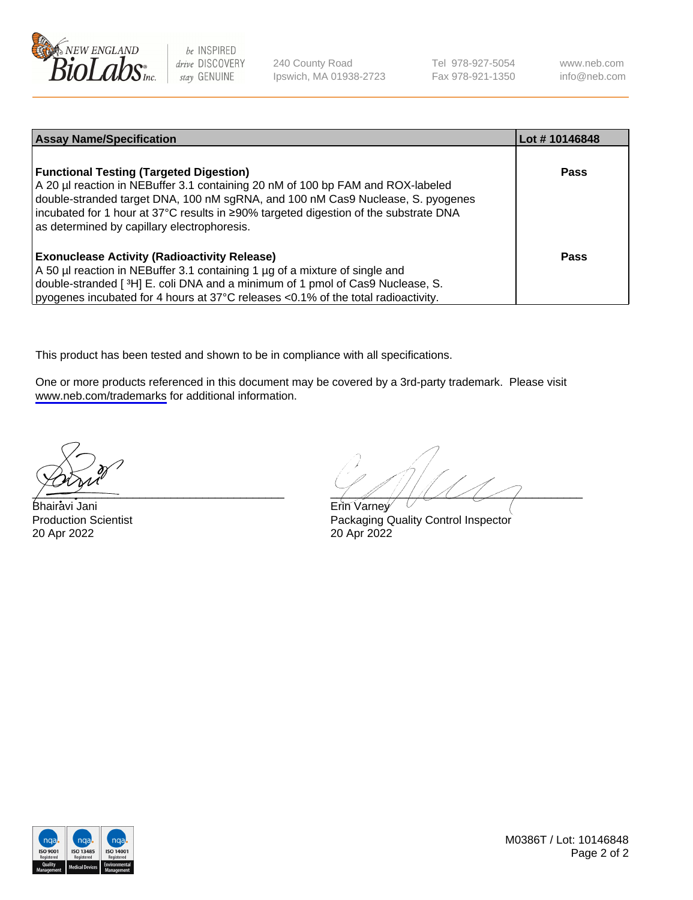| Assay Name/Specification | Lot # 10146848 |
|---|---|
| **Functional Testing (Targeted Digestion)**<br>A 20 µl reaction in NEBuffer 3.1 containing 20 nM of 100 bp FAM and ROX-labeled double-stranded target DNA, 100 nM sgRNA, and 100 nM Cas9 Nuclease, S. pyogenes incubated for 1 hour at 37°C results in ≥90% targeted digestion of the substrate DNA as determined by capillary electrophoresis. | **Pass** |
| **Exonuclease Activity (Radioactivity Release)**<br>A 50 µl reaction in NEBuffer 3.1 containing 1 µg of a mixture of single and double-stranded [ $^3$H] E. coli DNA and a minimum of 1 pmol of Cas9 Nuclease, S. pyogenes incubated for 4 hours at 37°C releases <0.1% of the total radioactivity. | **Pass** |

This product has been tested and shown to be in compliance with all specifications.

One or more products referenced in this document may be covered by a 3rd-party trademark. Please visit www.neb.com/trademarks for additional information.

Bhairavi Jani
Production Scientist
20 Apr 2022

Erin Varney
Packaging Quality Control Inspector
20 Apr 2022

M0386T / Lot: 10146848